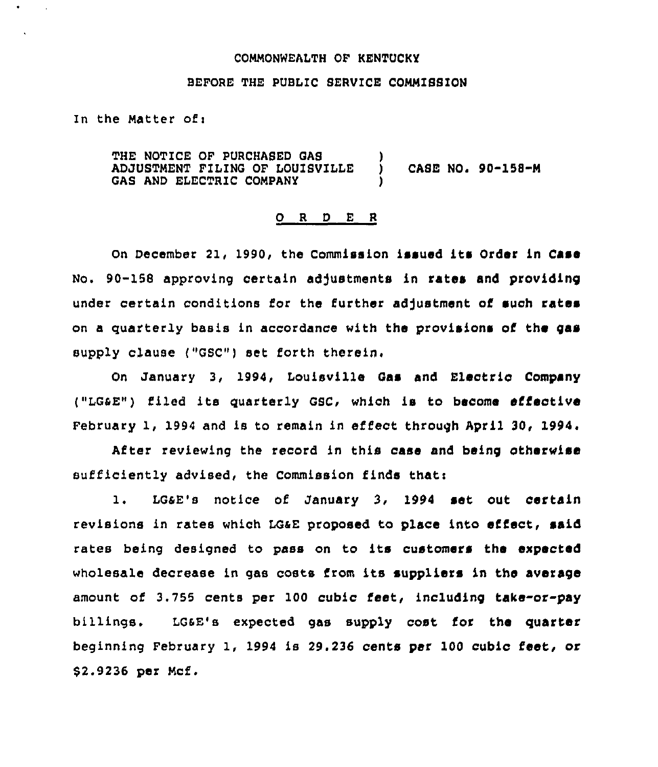COMMONWEALTH OF KENTUCKY

BEFORE THE PUBLIC SERVICE COMMISSION

In the Matter of:

| | | |
|---|---|---|
| THE NOTICE OF PURCHASED GAS ADJUSTMENT FILING OF LOUISVILLE GAS AND ELECTRIC COMPANY | ) ) ) | CASE NO. 90-158-M |

O R D E R

On December 21, 1990, the Commission issued its Order in Case No. 90-158 approving certain adjustments in rates and providing under certain conditions for the further adjustment of such rates on a quarterly basis in accordance with the provisions of the gas supply clause ("GSC") set forth therein.

On January 3, 1994, Louisville Gas and Electric Company ("LG&E") filed its quarterly GSC, which is to become effective February 1, 1994 and is to remain in effect through April 30, 1994.

After reviewing the record in this case and being otherwise sufficiently advised, the Commission finds that:

1. LG&E's notice of January 3, 1994 set out certain revisions in rates which LG&E proposed to place into effect, said rates being designed to pass on to its customers the expected wholesale decrease in gas costs from its suppliers in the average amount of 3.755 cents per 100 cubic feet, including take-or-pay billings. LG&E's expected gas supply cost for the quarter beginning February 1, 1994 is 29.236 cents per 100 cubic feet, or $2.9236 per Mcf.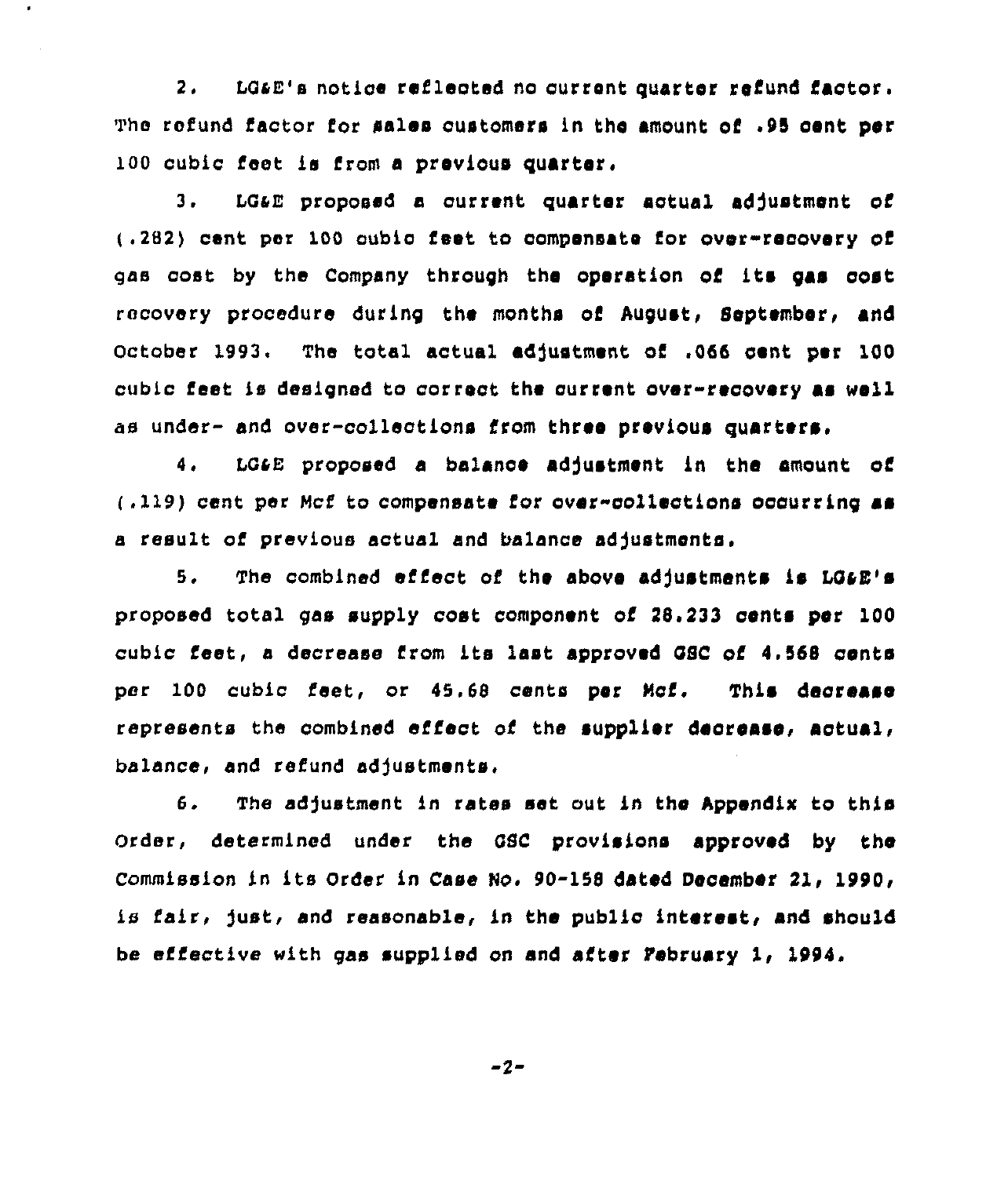2. LG&E's notice reflected no current quarter refund factor. The refund factor for sales customers in the amount of .95 cent per 100 cubic feet is from a previous quarter.

3. LG&E proposed a current quarter actual adjustment of (.282) cent per 100 cubic feet to compensate for over-recovery of gas cost by the Company through the operation of its gas cost recovery procedure during the months of August, September, and October 1993. The total actual adjustment of .066 cent per 100 cubic feet is designed to correct the current over-recovery as well as under- and over-collections from three previous quarters.

4. LG&E proposed a balance adjustment in the amount of (.119) cent per Mcf to compensate for over-collections occurring as a result of previous actual and balance adjustments.

5. The combined effect of the above adjustments is LG&E's proposed total gas supply cost component of 28.233 cents per 100 cubic feet, a decrease from its last approved GSC of 4.568 cents per 100 cubic feet, or 45.68 cents per Mcf. This decrease represents the combined effect of the supplier decrease, actual, balance, and refund adjustments.

6. The adjustment in rates set out in the Appendix to this Order, determined under the GSC provisions approved by the Commission in its Order in Case No. 90-158 dated December 21, 1990, is fair, just, and reasonable, in the public interest, and should be effective with gas supplied on and after February 1, 1994.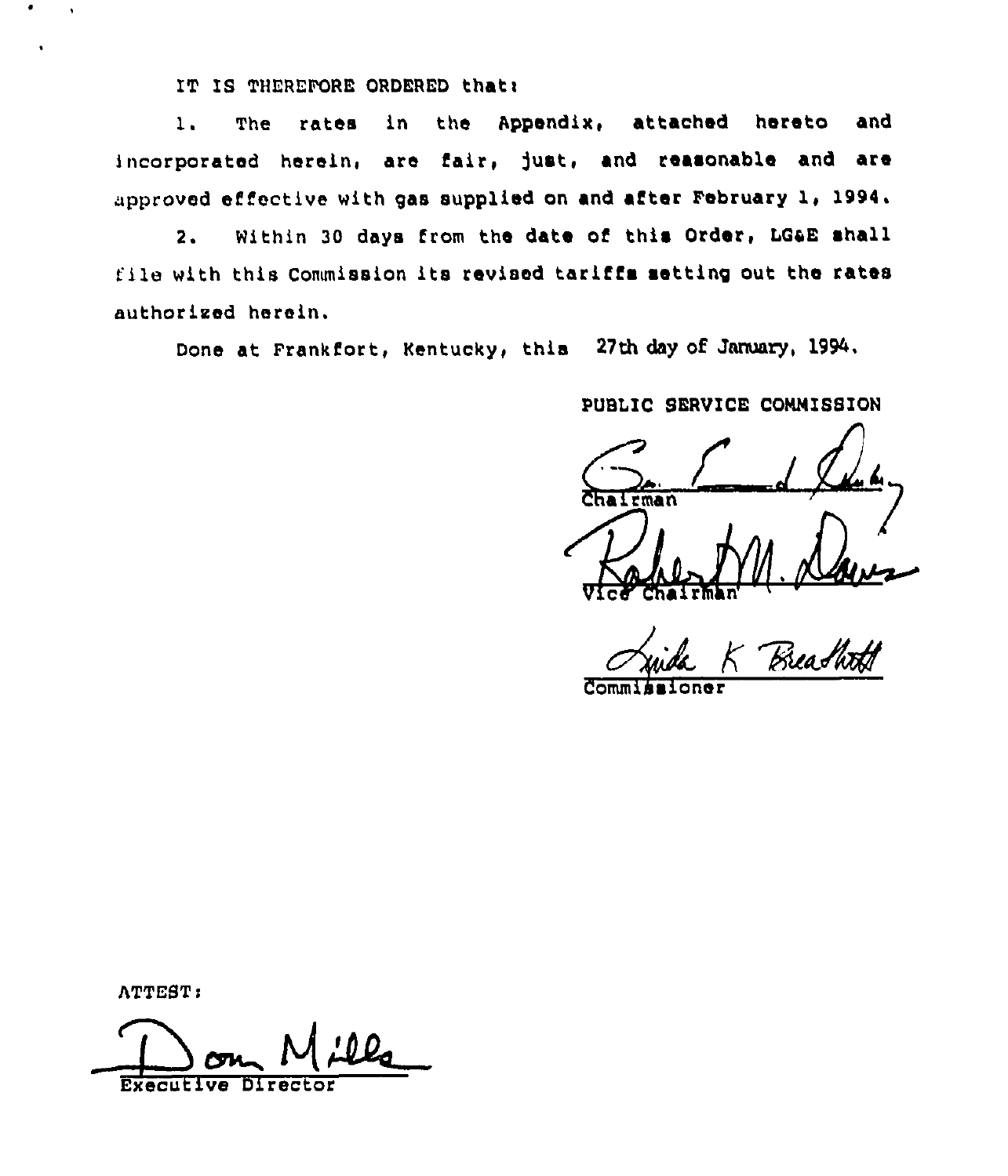IT IS THEREFORE ORDERED that:

1. The rates in the Appendix, attached hereto and incorporated herein, are fair, just, and reasonable and are approved effective with gas supplied on and after February 1, 1994.

2. Within 30 days from the date of this Order, LG&E shall file with this Commission its revised tariffs setting out the rates authorized herein.

Done at Frankfort, Kentucky, this 27th day of January, 1994.

PUBLIC SERVICE COMMISSION

Chairman

Vice Chairman

Commissioner

ATTEST:

Executive Director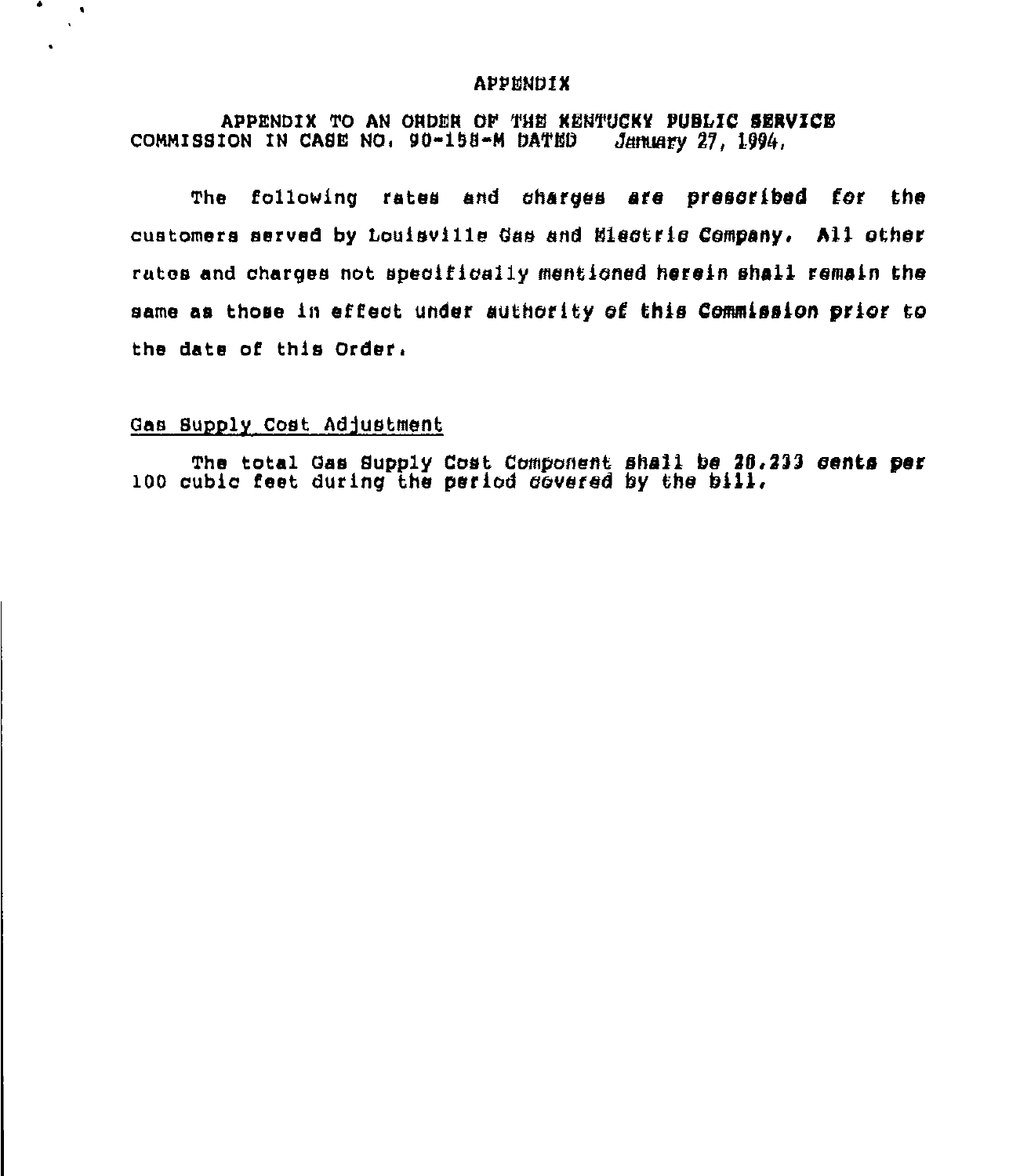# APPENDIX

APPENDIX TO AN ORDER OF THE KENTUCKY PUBLIC SERVICE COMMISSION IN CASE NO. 90-158-M DATED January 27, 1994.

The following rates and charges are prescribed for the customers served by Louisville Gas and Electric Company. All other rates and charges not specifically mentioned herein shall remain the same as those in effect under authority of this Commission prior to the date of this Order.

Gas Supply Cost Adjustment

The total Gas Supply Cost Component shall be 28.233 cents per 100 cubic feet during the period covered by the bill.